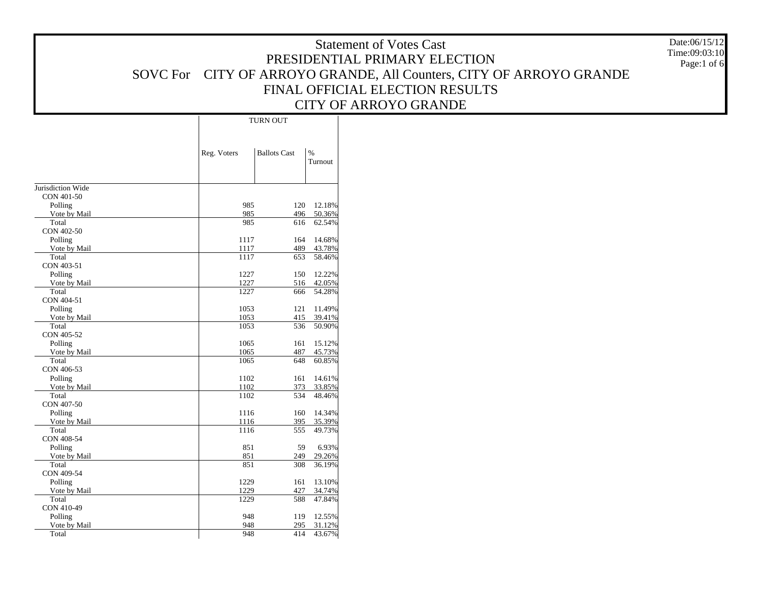# Statement of Votes Cast

## PRESIDENTIAL PRIMARY ELECTION

## SOVC For CITY OF ARROYO GRANDE, All Counters, CITY OF ARROYO GRANDE

## FINAL OFFICIAL ELECTION RESULTS

## CITY OF ARROYO GRANDE

Date:06/15/12
Time:09:03:10

| | TURN OUT | | |
|---|---|---|---|
| | Reg. Voters | Ballots Cast | % Turnout |
| Jurisdiction Wide | | | |
| CON 401-50 | | | |
| Polling | 985 | 120 | 12.18% |
| Vote by Mail | 985 | 496 | 50.36% |
| Total | 985 | 616 | 62.54% |
| CON 402-50 | | | |
| Polling | 1117 | 164 | 14.68% |
| Vote by Mail | 1117 | 489 | 43.78% |
| Total | 1117 | 653 | 58.46% |
| CON 403-51 | | | |
| Polling | 1227 | 150 | 12.22% |
| Vote by Mail | 1227 | 516 | 42.05% |
| Total | 1227 | 666 | 54.28% |
| CON 404-51 | | | |
| Polling | 1053 | 121 | 11.49% |
| Vote by Mail | 1053 | 415 | 39.41% |
| Total | 1053 | 536 | 50.90% |
| CON 405-52 | | | |
| Polling | 1065 | 161 | 15.12% |
| Vote by Mail | 1065 | 487 | 45.73% |
| Total | 1065 | 648 | 60.85% |
| CON 406-53 | | | |
| Polling | 1102 | 161 | 14.61% |
| Vote by Mail | 1102 | 373 | 33.85% |
| Total | 1102 | 534 | 48.46% |
| CON 407-50 | | | |
| Polling | 1116 | 160 | 14.34% |
| Vote by Mail | 1116 | 395 | 35.39% |
| Total | 1116 | 555 | 49.73% |
| CON 408-54 | | | |
| Polling | 851 | 59 | 6.93% |
| Vote by Mail | 851 | 249 | 29.26% |
| Total | 851 | 308 | 36.19% |
| CON 409-54 | | | |
| Polling | 1229 | 161 | 13.10% |
| Vote by Mail | 1229 | 427 | 34.74% |
| Total | 1229 | 588 | 47.84% |
| CON 410-49 | | | |
| Polling | 948 | 119 | 12.55% |
| Vote by Mail | 948 | 295 | 31.12% |
| Total | 948 | 414 | 43.67% |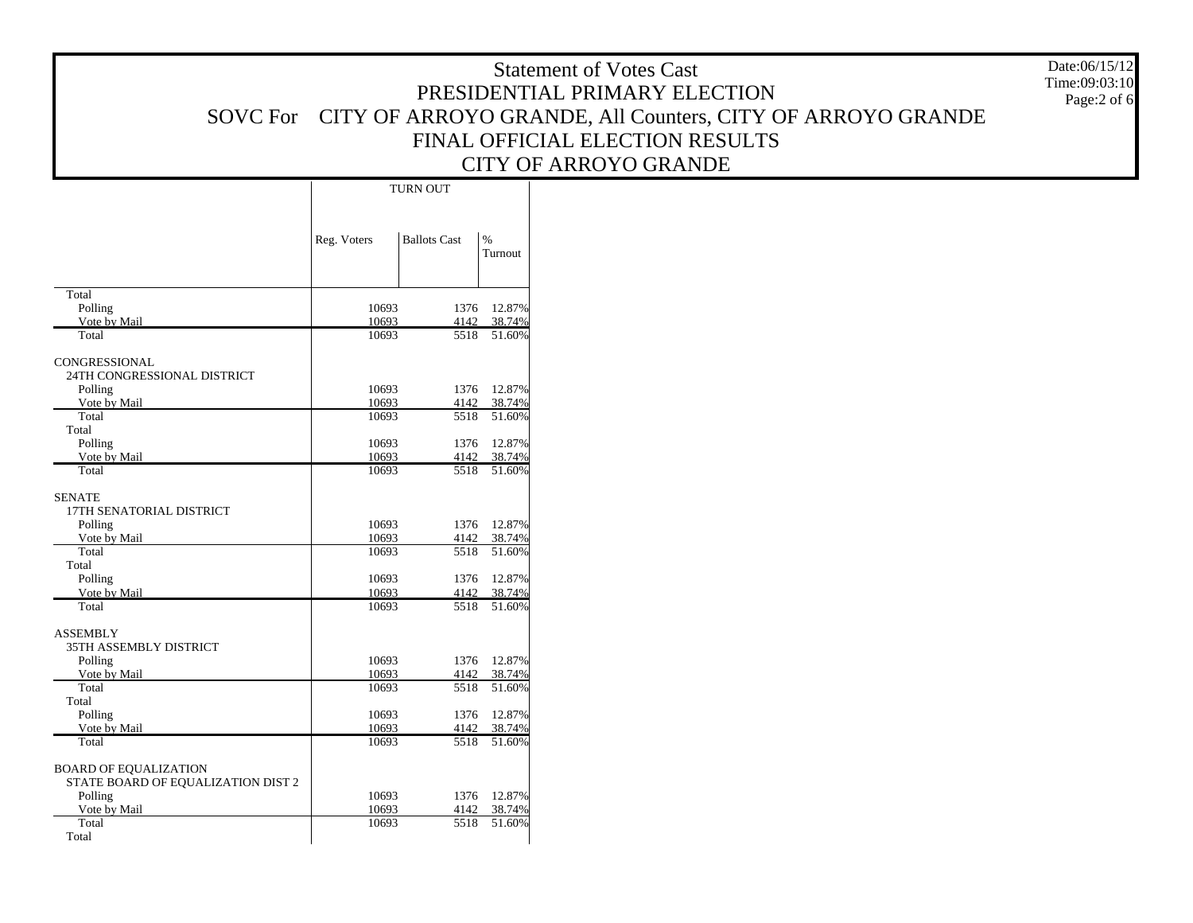# Statement of Votes Cast

## PRESIDENTIAL PRIMARY ELECTION

## SOVC For CITY OF ARROYO GRANDE, All Counters, CITY OF ARROYO GRANDE

## FINAL OFFICIAL ELECTION RESULTS

## CITY OF ARROYO GRANDE

Date:06/15/12
Time:09:03:10

| | TURN OUT | | |
|---|---|---|---|
| | Reg. Voters | Ballots Cast | % Turnout |
| Total | | | |
| Polling | 10693 | 1376 | 12.87% |
| Vote by Mail | 10693 | 4142 | 38.74% |
| Total | 10693 | 5518 | 51.60% |
| CONGRESSIONAL | | | |
| 24TH CONGRESSIONAL DISTRICT | | | |
| Polling | 10693 | 1376 | 12.87% |
| Vote by Mail | 10693 | 4142 | 38.74% |
| Total | 10693 | 5518 | 51.60% |
| Total | | | |
| Polling | 10693 | 1376 | 12.87% |
| Vote by Mail | 10693 | 4142 | 38.74% |
| Total | 10693 | 5518 | 51.60% |
| SENATE | | | |
| 17TH SENATORIAL DISTRICT | | | |
| Polling | 10693 | 1376 | 12.87% |
| Vote by Mail | 10693 | 4142 | 38.74% |
| Total | 10693 | 5518 | 51.60% |
| Total | | | |
| Polling | 10693 | 1376 | 12.87% |
| Vote by Mail | 10693 | 4142 | 38.74% |
| Total | 10693 | 5518 | 51.60% |
| ASSEMBLY | | | |
| 35TH ASSEMBLY DISTRICT | | | |
| Polling | 10693 | 1376 | 12.87% |
| Vote by Mail | 10693 | 4142 | 38.74% |
| Total | 10693 | 5518 | 51.60% |
| Total | | | |
| Polling | 10693 | 1376 | 12.87% |
| Vote by Mail | 10693 | 4142 | 38.74% |
| Total | 10693 | 5518 | 51.60% |
| BOARD OF EQUALIZATION | | | |
| STATE BOARD OF EQUALIZATION DIST 2 | | | |
| Polling | 10693 | 1376 | 12.87% |
| Vote by Mail | 10693 | 4142 | 38.74% |
| Total | 10693 | 5518 | 51.60% |
| Total | | | |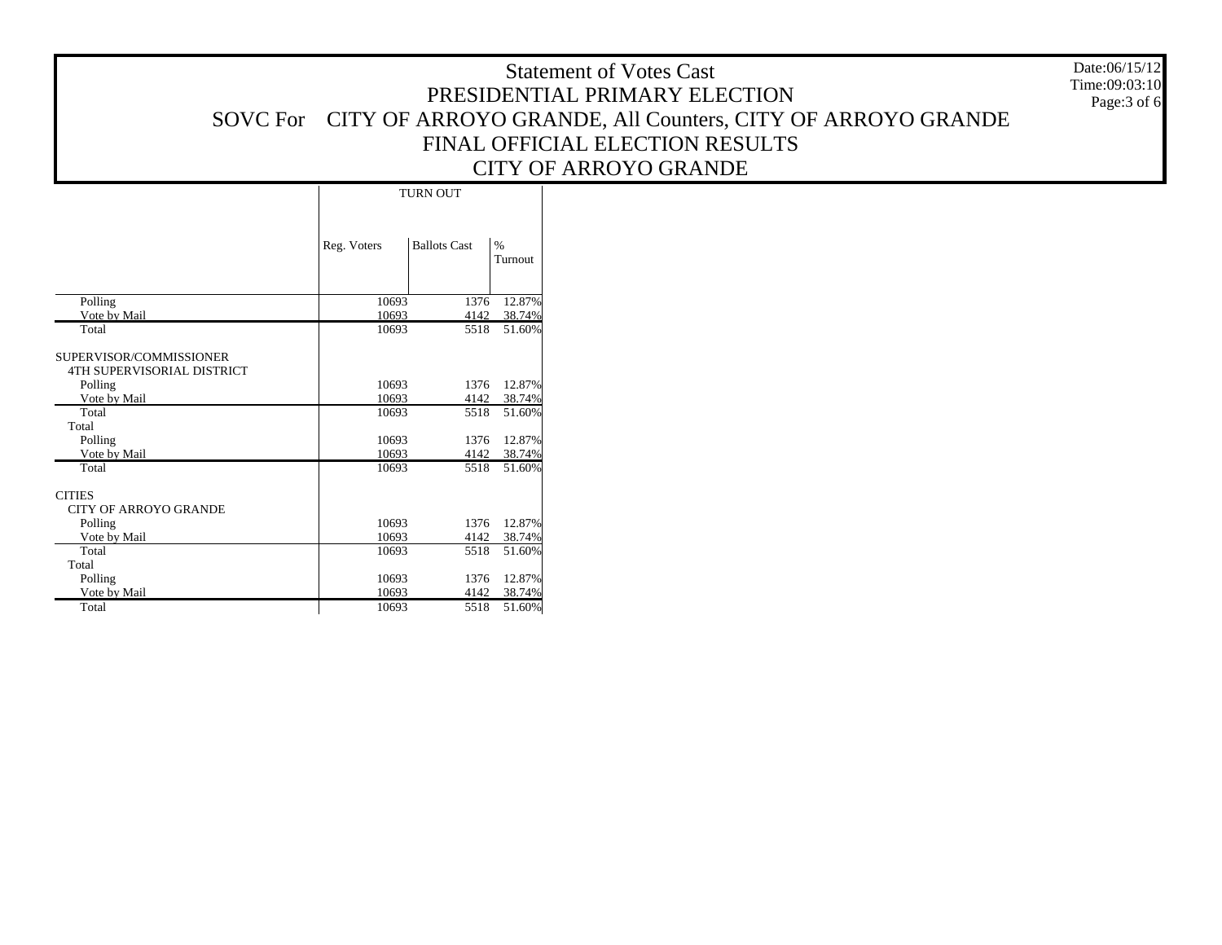# Statement of Votes Cast
## PRESIDENTIAL PRIMARY ELECTION
## SOVC For CITY OF ARROYO GRANDE, All Counters, CITY OF ARROYO GRANDE
## FINAL OFFICIAL ELECTION RESULTS
## CITY OF ARROYO GRANDE

Date:06/15/12
Time:09:03:10

| | TURN OUT | | |
|---|---|---|---|
| | Reg. Voters | Ballots Cast | % Turnout |
| Polling | 10693 | 1376 | 12.87% |
| Vote by Mail | 10693 | 4142 | 38.74% |
| Total | 10693 | 5518 | 51.60% |
| SUPERVISOR/COMMISSIONER | | | |
| 4TH SUPERVISORIAL DISTRICT | | | |
| Polling | 10693 | 1376 | 12.87% |
| Vote by Mail | 10693 | 4142 | 38.74% |
| Total | 10693 | 5518 | 51.60% |
| Total | | | |
| Polling | 10693 | 1376 | 12.87% |
| Vote by Mail | 10693 | 4142 | 38.74% |
| Total | 10693 | 5518 | 51.60% |
| CITIES | | | |
| CITY OF ARROYO GRANDE | | | |
| Polling | 10693 | 1376 | 12.87% |
| Vote by Mail | 10693 | 4142 | 38.74% |
| Total | 10693 | 5518 | 51.60% |
| Total | | | |
| Polling | 10693 | 1376 | 12.87% |
| Vote by Mail | 10693 | 4142 | 38.74% |
| Total | 10693 | 5518 | 51.60% |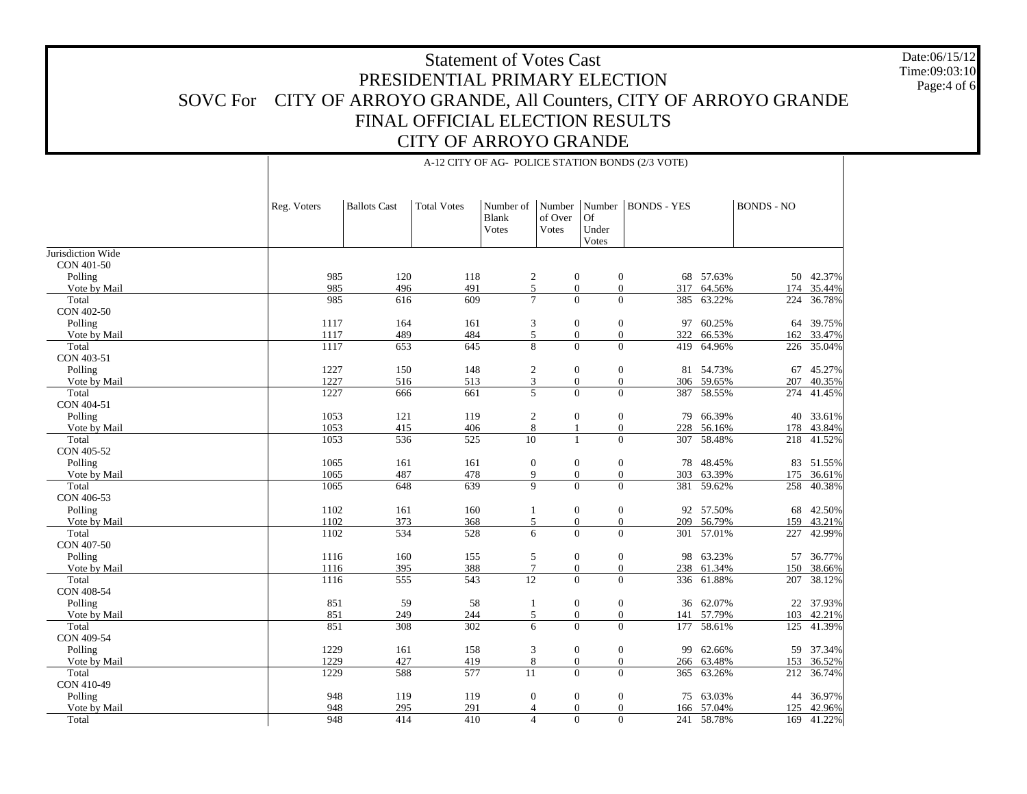# Statement of Votes Cast
## PRESIDENTIAL PRIMARY ELECTION
## SOVC For CITY OF ARROYO GRANDE, All Counters, CITY OF ARROYO GRANDE
## FINAL OFFICIAL ELECTION RESULTS
## CITY OF ARROYO GRANDE

Date:06/15/12
Time:09:03:10

A-12 CITY OF AG- POLICE STATION BONDS (2/3 VOTE)

| | Reg. Voters | Ballots Cast | Total Votes | Number of Blank Votes | Number of Over Votes | Number Of Under Votes | BONDS - YES | | BONDS - NO | |
|---|---|---|---|---|---|---|---|---|---|---|
| Jurisdiction Wide | | | | | | | | | | |
| CON 401-50 | | | | | | | | | | |
| Polling | 985 | 120 | 118 | 2 | 0 | 0 | 68 | 57.63% | 50 | 42.37% |
| Vote by Mail | 985 | 496 | 491 | 5 | 0 | 0 | 317 | 64.56% | 174 | 35.44% |
| Total | 985 | 616 | 609 | 7 | 0 | 0 | 385 | 63.22% | 224 | 36.78% |
| CON 402-50 | | | | | | | | | | |
| Polling | 1117 | 164 | 161 | 3 | 0 | 0 | 97 | 60.25% | 64 | 39.75% |
| Vote by Mail | 1117 | 489 | 484 | 5 | 0 | 0 | 322 | 66.53% | 162 | 33.47% |
| Total | 1117 | 653 | 645 | 8 | 0 | 0 | 419 | 64.96% | 226 | 35.04% |
| CON 403-51 | | | | | | | | | | |
| Polling | 1227 | 150 | 148 | 2 | 0 | 0 | 81 | 54.73% | 67 | 45.27% |
| Vote by Mail | 1227 | 516 | 513 | 3 | 0 | 0 | 306 | 59.65% | 207 | 40.35% |
| Total | 1227 | 666 | 661 | 5 | 0 | 0 | 387 | 58.55% | 274 | 41.45% |
| CON 404-51 | | | | | | | | | | |
| Polling | 1053 | 121 | 119 | 2 | 0 | 0 | 79 | 66.39% | 40 | 33.61% |
| Vote by Mail | 1053 | 415 | 406 | 8 | 1 | 0 | 228 | 56.16% | 178 | 43.84% |
| Total | 1053 | 536 | 525 | 10 | 1 | 0 | 307 | 58.48% | 218 | 41.52% |
| CON 405-52 | | | | | | | | | | |
| Polling | 1065 | 161 | 161 | 0 | 0 | 0 | 78 | 48.45% | 83 | 51.55% |
| Vote by Mail | 1065 | 487 | 478 | 9 | 0 | 0 | 303 | 63.39% | 175 | 36.61% |
| Total | 1065 | 648 | 639 | 9 | 0 | 0 | 381 | 59.62% | 258 | 40.38% |
| CON 406-53 | | | | | | | | | | |
| Polling | 1102 | 161 | 160 | 1 | 0 | 0 | 92 | 57.50% | 68 | 42.50% |
| Vote by Mail | 1102 | 373 | 368 | 5 | 0 | 0 | 209 | 56.79% | 159 | 43.21% |
| Total | 1102 | 534 | 528 | 6 | 0 | 0 | 301 | 57.01% | 227 | 42.99% |
| CON 407-50 | | | | | | | | | | |
| Polling | 1116 | 160 | 155 | 5 | 0 | 0 | 98 | 63.23% | 57 | 36.77% |
| Vote by Mail | 1116 | 395 | 388 | 7 | 0 | 0 | 238 | 61.34% | 150 | 38.66% |
| Total | 1116 | 555 | 543 | 12 | 0 | 0 | 336 | 61.88% | 207 | 38.12% |
| CON 408-54 | | | | | | | | | | |
| Polling | 851 | 59 | 58 | 1 | 0 | 0 | 36 | 62.07% | 22 | 37.93% |
| Vote by Mail | 851 | 249 | 244 | 5 | 0 | 0 | 141 | 57.79% | 103 | 42.21% |
| Total | 851 | 308 | 302 | 6 | 0 | 0 | 177 | 58.61% | 125 | 41.39% |
| CON 409-54 | | | | | | | | | | |
| Polling | 1229 | 161 | 158 | 3 | 0 | 0 | 99 | 62.66% | 59 | 37.34% |
| Vote by Mail | 1229 | 427 | 419 | 8 | 0 | 0 | 266 | 63.48% | 153 | 36.52% |
| Total | 1229 | 588 | 577 | 11 | 0 | 0 | 365 | 63.26% | 212 | 36.74% |
| CON 410-49 | | | | | | | | | | |
| Polling | 948 | 119 | 119 | 0 | 0 | 0 | 75 | 63.03% | 44 | 36.97% |
| Vote by Mail | 948 | 295 | 291 | 4 | 0 | 0 | 166 | 57.04% | 125 | 42.96% |
| Total | 948 | 414 | 410 | 4 | 0 | 0 | 241 | 58.78% | 169 | 41.22% |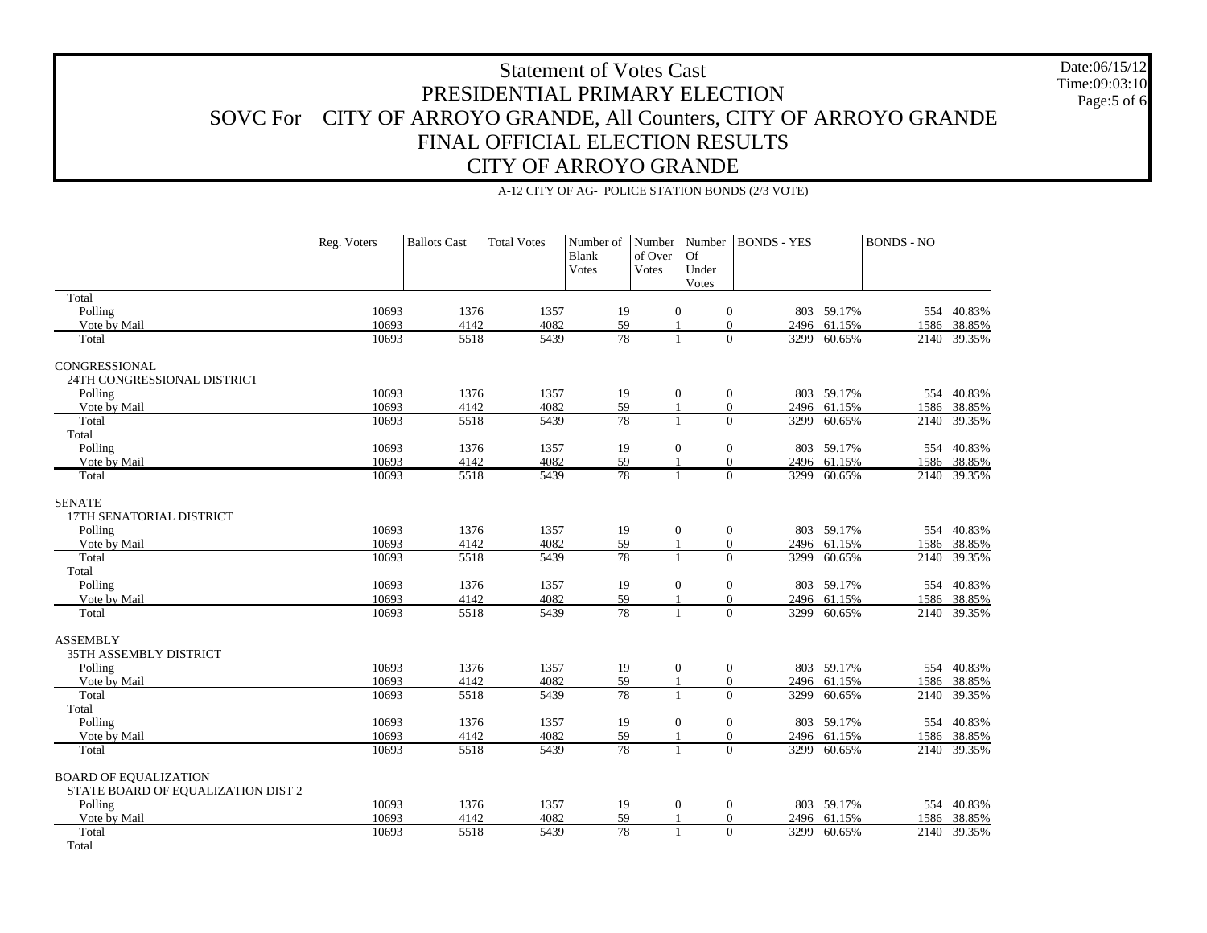# Statement of Votes Cast

## PRESIDENTIAL PRIMARY ELECTION

## SOVC For CITY OF ARROYO GRANDE, All Counters, CITY OF ARROYO GRANDE

## FINAL OFFICIAL ELECTION RESULTS

## CITY OF ARROYO GRANDE

Date:06/15/12
Time:09:03:10

A-12 CITY OF AG- POLICE STATION BONDS (2/3 VOTE)

| | Reg. Voters | Ballots Cast | Total Votes | Number of Blank Votes | Number of Over Votes | Number Of Under Votes | BONDS - YES | | BONDS - NO | |
|---|---|---|---|---|---|---|---|---|---|---|
| Total | | | | | | | | | | |
| Polling | 10693 | 1376 | 1357 | 19 | 0 | 0 | 803 | 59.17% | 554 | 40.83% |
| Vote by Mail | 10693 | 4142 | 4082 | 59 | 1 | 0 | 2496 | 61.15% | 1586 | 38.85% |
| Total | 10693 | 5518 | 5439 | 78 | 1 | 0 | 3299 | 60.65% | 2140 | 39.35% |
| CONGRESSIONAL | | | | | | | | | | |
| 24TH CONGRESSIONAL DISTRICT | | | | | | | | | | |
| Polling | 10693 | 1376 | 1357 | 19 | 0 | 0 | 803 | 59.17% | 554 | 40.83% |
| Vote by Mail | 10693 | 4142 | 4082 | 59 | 1 | 0 | 2496 | 61.15% | 1586 | 38.85% |
| Total | 10693 | 5518 | 5439 | 78 | 1 | 0 | 3299 | 60.65% | 2140 | 39.35% |
| Total | | | | | | | | | | |
| Polling | 10693 | 1376 | 1357 | 19 | 0 | 0 | 803 | 59.17% | 554 | 40.83% |
| Vote by Mail | 10693 | 4142 | 4082 | 59 | 1 | 0 | 2496 | 61.15% | 1586 | 38.85% |
| Total | 10693 | 5518 | 5439 | 78 | 1 | 0 | 3299 | 60.65% | 2140 | 39.35% |
| SENATE | | | | | | | | | | |
| 17TH SENATORIAL DISTRICT | | | | | | | | | | |
| Polling | 10693 | 1376 | 1357 | 19 | 0 | 0 | 803 | 59.17% | 554 | 40.83% |
| Vote by Mail | 10693 | 4142 | 4082 | 59 | 1 | 0 | 2496 | 61.15% | 1586 | 38.85% |
| Total | 10693 | 5518 | 5439 | 78 | 1 | 0 | 3299 | 60.65% | 2140 | 39.35% |
| Total | | | | | | | | | | |
| Polling | 10693 | 1376 | 1357 | 19 | 0 | 0 | 803 | 59.17% | 554 | 40.83% |
| Vote by Mail | 10693 | 4142 | 4082 | 59 | 1 | 0 | 2496 | 61.15% | 1586 | 38.85% |
| Total | 10693 | 5518 | 5439 | 78 | 1 | 0 | 3299 | 60.65% | 2140 | 39.35% |
| ASSEMBLY | | | | | | | | | | |
| 35TH ASSEMBLY DISTRICT | | | | | | | | | | |
| Polling | 10693 | 1376 | 1357 | 19 | 0 | 0 | 803 | 59.17% | 554 | 40.83% |
| Vote by Mail | 10693 | 4142 | 4082 | 59 | 1 | 0 | 2496 | 61.15% | 1586 | 38.85% |
| Total | 10693 | 5518 | 5439 | 78 | 1 | 0 | 3299 | 60.65% | 2140 | 39.35% |
| Total | | | | | | | | | | |
| Polling | 10693 | 1376 | 1357 | 19 | 0 | 0 | 803 | 59.17% | 554 | 40.83% |
| Vote by Mail | 10693 | 4142 | 4082 | 59 | 1 | 0 | 2496 | 61.15% | 1586 | 38.85% |
| Total | 10693 | 5518 | 5439 | 78 | 1 | 0 | 3299 | 60.65% | 2140 | 39.35% |
| BOARD OF EQUALIZATION | | | | | | | | | | |
| STATE BOARD OF EQUALIZATION DIST 2 | | | | | | | | | | |
| Polling | 10693 | 1376 | 1357 | 19 | 0 | 0 | 803 | 59.17% | 554 | 40.83% |
| Vote by Mail | 10693 | 4142 | 4082 | 59 | 1 | 0 | 2496 | 61.15% | 1586 | 38.85% |
| Total | 10693 | 5518 | 5439 | 78 | 1 | 0 | 3299 | 60.65% | 2140 | 39.35% |
| Total | | | | | | | | | | |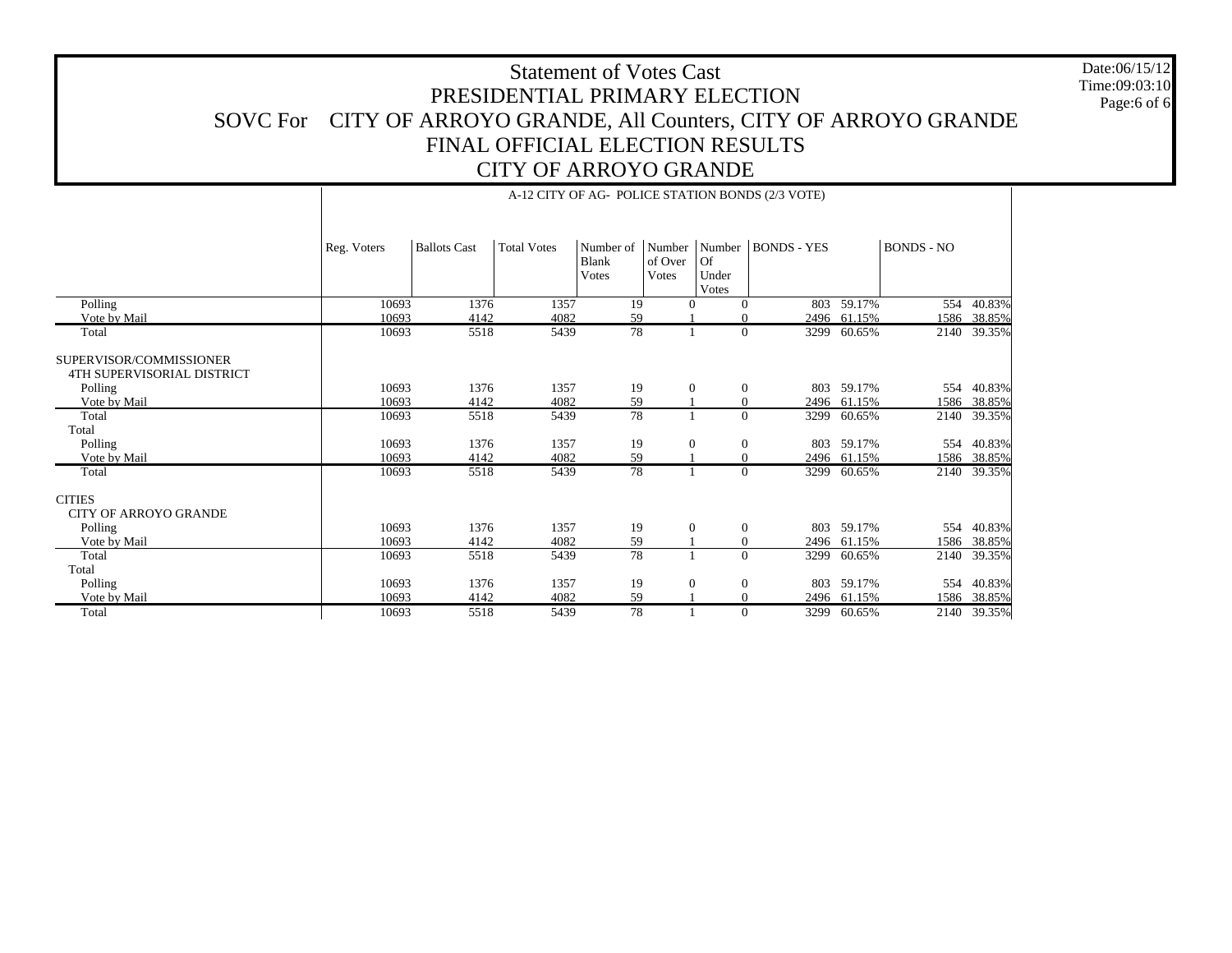# Statement of Votes Cast
## PRESIDENTIAL PRIMARY ELECTION
## SOVC For CITY OF ARROYO GRANDE, All Counters, CITY OF ARROYO GRANDE
## FINAL OFFICIAL ELECTION RESULTS
## CITY OF ARROYO GRANDE

Date:06/15/12
Time:09:03:10

A-12 CITY OF AG- POLICE STATION BONDS (2/3 VOTE)

| | Reg. Voters | Ballots Cast | Total Votes | Number of Blank Votes | Number of Over Votes | Number Of Under Votes | BONDS - YES | | BONDS - NO | |
|---|---|---|---|---|---|---|---|---|---|---|
| Polling | 10693 | 1376 | 1357 | 19 | 0 | 0 | 803 | 59.17% | 554 | 40.83% |
| Vote by Mail | 10693 | 4142 | 4082 | 59 | 1 | 0 | 2496 | 61.15% | 1586 | 38.85% |
| Total | 10693 | 5518 | 5439 | 78 | 1 | 0 | 3299 | 60.65% | 2140 | 39.35% |
| SUPERVISOR/COMMISSIONER | | | | | | | | | | |
| 4TH SUPERVISORIAL DISTRICT | | | | | | | | | | |
| Polling | 10693 | 1376 | 1357 | 19 | 0 | 0 | 803 | 59.17% | 554 | 40.83% |
| Vote by Mail | 10693 | 4142 | 4082 | 59 | 1 | 0 | 2496 | 61.15% | 1586 | 38.85% |
| Total | 10693 | 5518 | 5439 | 78 | 1 | 0 | 3299 | 60.65% | 2140 | 39.35% |
| Total | | | | | | | | | | |
| Polling | 10693 | 1376 | 1357 | 19 | 0 | 0 | 803 | 59.17% | 554 | 40.83% |
| Vote by Mail | 10693 | 4142 | 4082 | 59 | 1 | 0 | 2496 | 61.15% | 1586 | 38.85% |
| Total | 10693 | 5518 | 5439 | 78 | 1 | 0 | 3299 | 60.65% | 2140 | 39.35% |
| CITIES | | | | | | | | | | |
| CITY OF ARROYO GRANDE | | | | | | | | | | |
| Polling | 10693 | 1376 | 1357 | 19 | 0 | 0 | 803 | 59.17% | 554 | 40.83% |
| Vote by Mail | 10693 | 4142 | 4082 | 59 | 1 | 0 | 2496 | 61.15% | 1586 | 38.85% |
| Total | 10693 | 5518 | 5439 | 78 | 1 | 0 | 3299 | 60.65% | 2140 | 39.35% |
| Total | | | | | | | | | | |
| Polling | 10693 | 1376 | 1357 | 19 | 0 | 0 | 803 | 59.17% | 554 | 40.83% |
| Vote by Mail | 10693 | 4142 | 4082 | 59 | 1 | 0 | 2496 | 61.15% | 1586 | 38.85% |
| Total | 10693 | 5518 | 5439 | 78 | 1 | 0 | 3299 | 60.65% | 2140 | 39.35% |